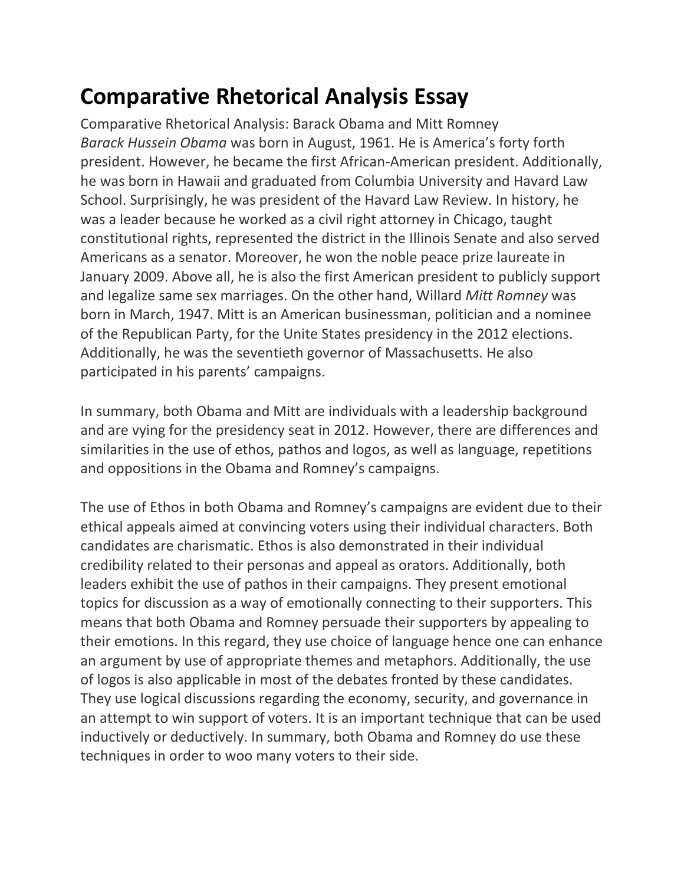# Comparative Rhetorical Analysis Essay

Comparative Rhetorical Analysis: Barack Obama and Mitt Romney

*Barack Hussein Obama* was born in August, 1961. He is America's forty forth president. However, he became the first African-American president. Additionally, he was born in Hawaii and graduated from Columbia University and Havard Law School. Surprisingly, he was president of the Havard Law Review. In history, he was a leader because he worked as a civil right attorney in Chicago, taught constitutional rights, represented the district in the Illinois Senate and also served Americans as a senator. Moreover, he won the noble peace prize laureate in January 2009. Above all, he is also the first American president to publicly support and legalize same sex marriages. On the other hand, Willard *Mitt Romney* was born in March, 1947. Mitt is an American businessman, politician and a nominee of the Republican Party, for the Unite States presidency in the 2012 elections. Additionally, he was the seventieth governor of Massachusetts. He also participated in his parents' campaigns.

In summary, both Obama and Mitt are individuals with a leadership background and are vying for the presidency seat in 2012. However, there are differences and similarities in the use of ethos, pathos and logos, as well as language, repetitions and oppositions in the Obama and Romney's campaigns.

The use of Ethos in both Obama and Romney's campaigns are evident due to their ethical appeals aimed at convincing voters using their individual characters. Both candidates are charismatic. Ethos is also demonstrated in their individual credibility related to their personas and appeal as orators. Additionally, both leaders exhibit the use of pathos in their campaigns. They present emotional topics for discussion as a way of emotionally connecting to their supporters. This means that both Obama and Romney persuade their supporters by appealing to their emotions. In this regard, they use choice of language hence one can enhance an argument by use of appropriate themes and metaphors. Additionally, the use of logos is also applicable in most of the debates fronted by these candidates. They use logical discussions regarding the economy, security, and governance in an attempt to win support of voters. It is an important technique that can be used inductively or deductively. In summary, both Obama and Romney do use these techniques in order to woo many voters to their side.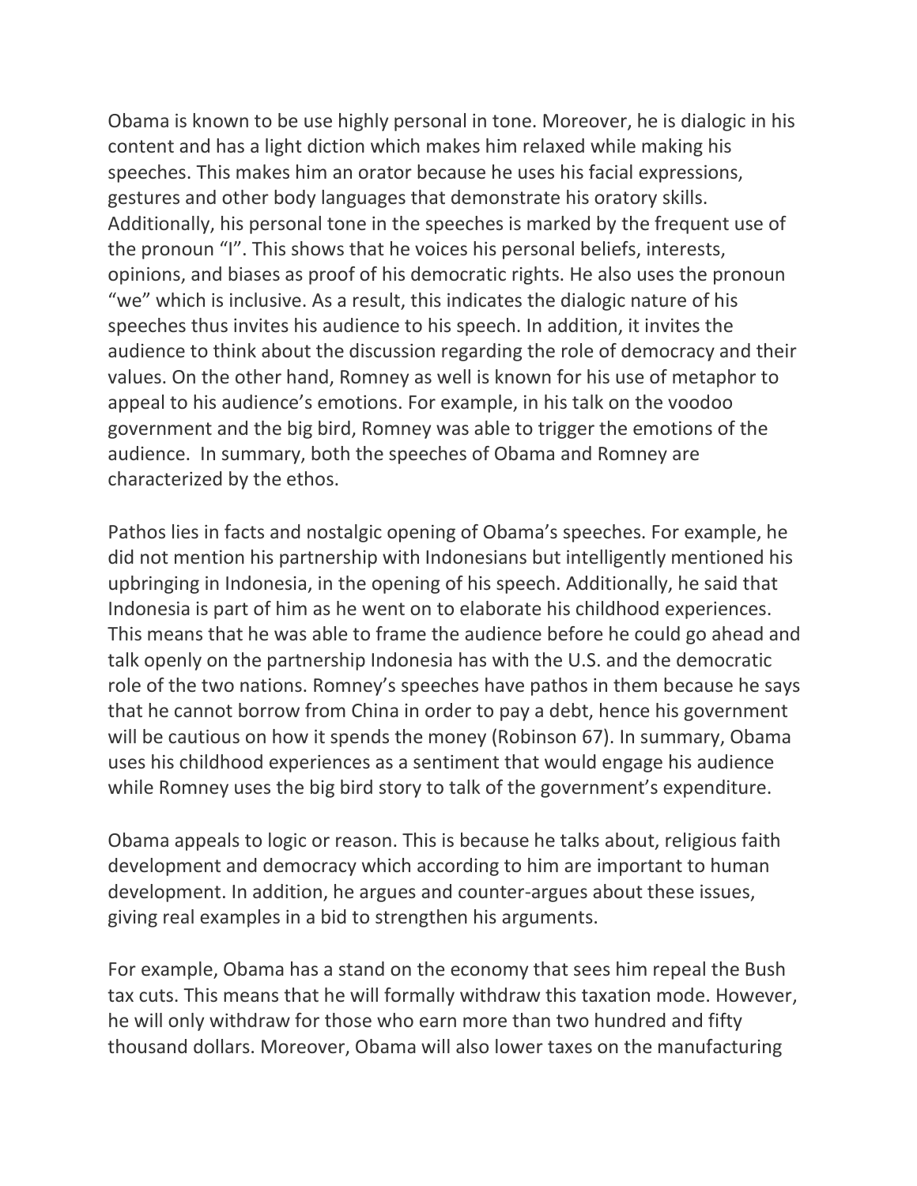Obama is known to be use highly personal in tone. Moreover, he is dialogic in his content and has a light diction which makes him relaxed while making his speeches. This makes him an orator because he uses his facial expressions, gestures and other body languages that demonstrate his oratory skills. Additionally, his personal tone in the speeches is marked by the frequent use of the pronoun "I". This shows that he voices his personal beliefs, interests, opinions, and biases as proof of his democratic rights. He also uses the pronoun "we" which is inclusive. As a result, this indicates the dialogic nature of his speeches thus invites his audience to his speech. In addition, it invites the audience to think about the discussion regarding the role of democracy and their values. On the other hand, Romney as well is known for his use of metaphor to appeal to his audience's emotions. For example, in his talk on the voodoo government and the big bird, Romney was able to trigger the emotions of the audience. In summary, both the speeches of Obama and Romney are characterized by the ethos.

Pathos lies in facts and nostalgic opening of Obama's speeches. For example, he did not mention his partnership with Indonesians but intelligently mentioned his upbringing in Indonesia, in the opening of his speech. Additionally, he said that Indonesia is part of him as he went on to elaborate his childhood experiences. This means that he was able to frame the audience before he could go ahead and talk openly on the partnership Indonesia has with the U.S. and the democratic role of the two nations. Romney's speeches have pathos in them because he says that he cannot borrow from China in order to pay a debt, hence his government will be cautious on how it spends the money (Robinson 67). In summary, Obama uses his childhood experiences as a sentiment that would engage his audience while Romney uses the big bird story to talk of the government's expenditure.

Obama appeals to logic or reason. This is because he talks about, religious faith development and democracy which according to him are important to human development. In addition, he argues and counter-argues about these issues, giving real examples in a bid to strengthen his arguments.

For example, Obama has a stand on the economy that sees him repeal the Bush tax cuts. This means that he will formally withdraw this taxation mode. However, he will only withdraw for those who earn more than two hundred and fifty thousand dollars. Moreover, Obama will also lower taxes on the manufacturing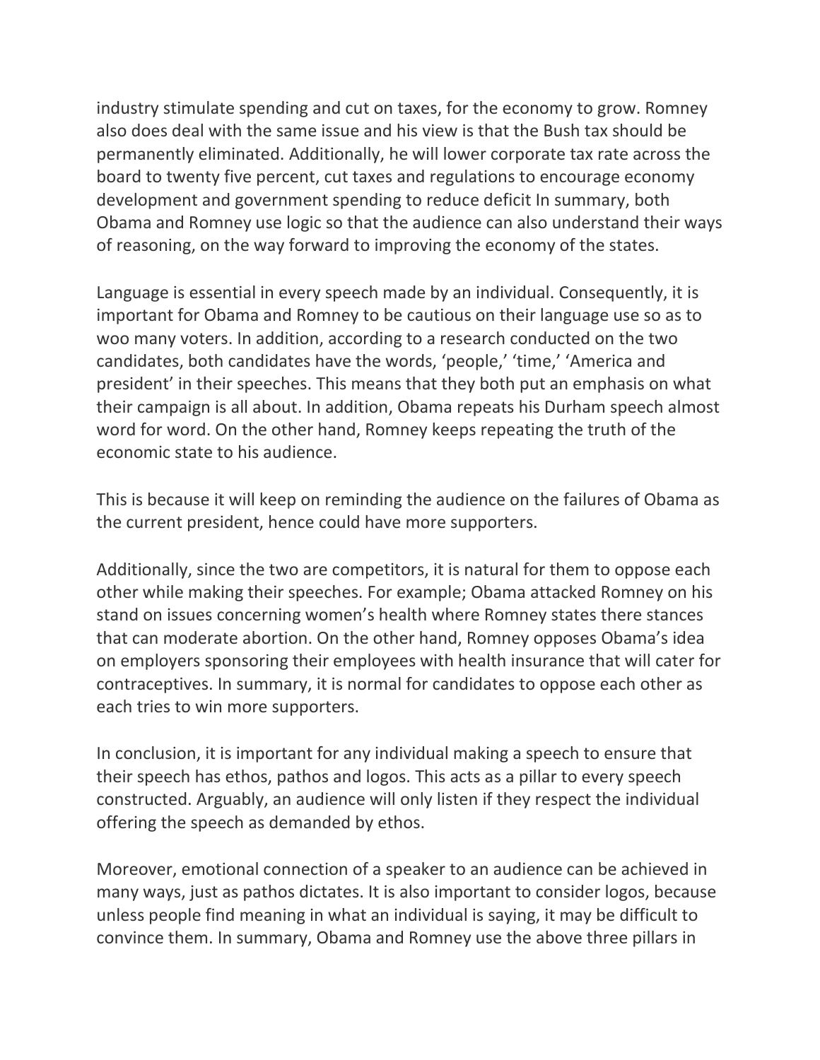industry stimulate spending and cut on taxes, for the economy to grow. Romney also does deal with the same issue and his view is that the Bush tax should be permanently eliminated. Additionally, he will lower corporate tax rate across the board to twenty five percent, cut taxes and regulations to encourage economy development and government spending to reduce deficit In summary, both Obama and Romney use logic so that the audience can also understand their ways of reasoning, on the way forward to improving the economy of the states.

Language is essential in every speech made by an individual. Consequently, it is important for Obama and Romney to be cautious on their language use so as to woo many voters. In addition, according to a research conducted on the two candidates, both candidates have the words, 'people,' 'time,' 'America and president' in their speeches. This means that they both put an emphasis on what their campaign is all about. In addition, Obama repeats his Durham speech almost word for word. On the other hand, Romney keeps repeating the truth of the economic state to his audience.

This is because it will keep on reminding the audience on the failures of Obama as the current president, hence could have more supporters.

Additionally, since the two are competitors, it is natural for them to oppose each other while making their speeches. For example; Obama attacked Romney on his stand on issues concerning women's health where Romney states there stances that can moderate abortion. On the other hand, Romney opposes Obama's idea on employers sponsoring their employees with health insurance that will cater for contraceptives. In summary, it is normal for candidates to oppose each other as each tries to win more supporters.

In conclusion, it is important for any individual making a speech to ensure that their speech has ethos, pathos and logos. This acts as a pillar to every speech constructed. Arguably, an audience will only listen if they respect the individual offering the speech as demanded by ethos.

Moreover, emotional connection of a speaker to an audience can be achieved in many ways, just as pathos dictates. It is also important to consider logos, because unless people find meaning in what an individual is saying, it may be difficult to convince them. In summary, Obama and Romney use the above three pillars in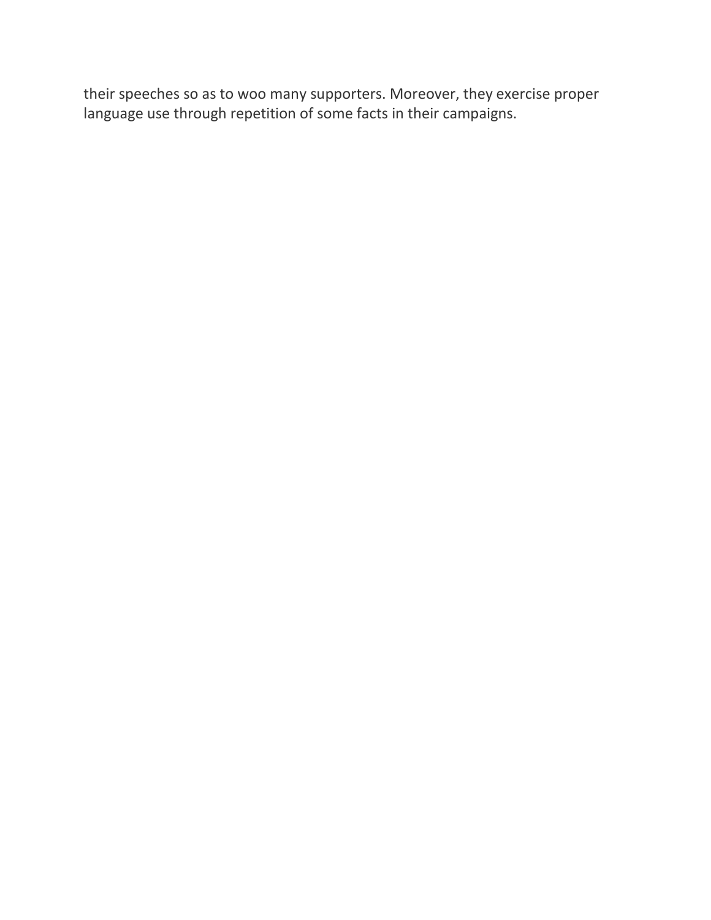their speeches so as to woo many supporters. Moreover, they exercise proper language use through repetition of some facts in their campaigns.